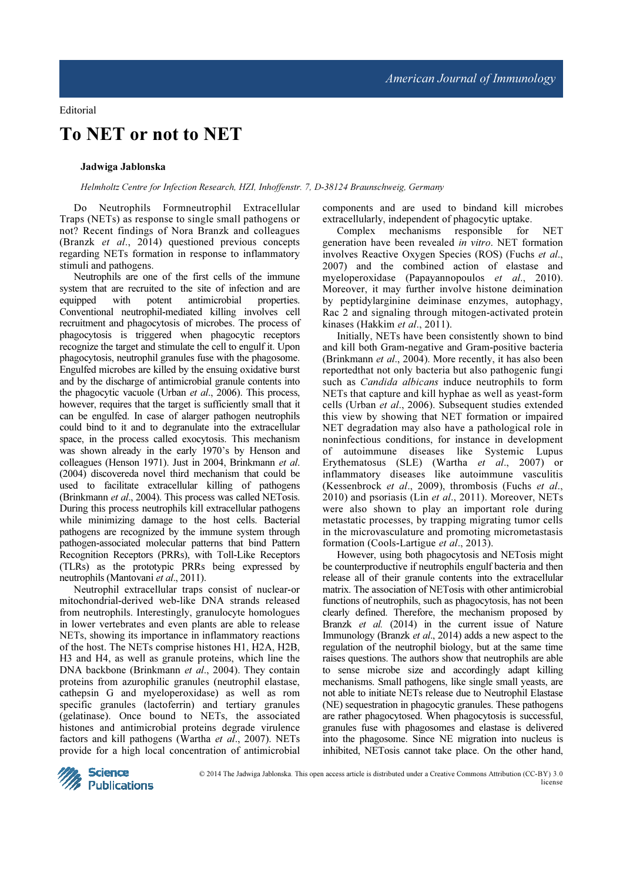Editorial

# To NET or not to NET

**Jadwiga Jablonska**

*Helmholtz Centre for Infection Research, HZI, Inhoffenstr. 7, D-38124 Braunschweig, Germany*

Do Neutrophils Formneutrophil Extracellular Traps (NETs) as response to single small pathogens or not? Recent findings of Nora Branzk and colleagues (Branzk *et al*., 2014) questioned previous concepts regarding NETs formation in response to inflammatory stimuli and pathogens.

Neutrophils are one of the first cells of the immune system that are recruited to the site of infection and are equipped with potent antimicrobial properties. Conventional neutrophil-mediated killing involves cell recruitment and phagocytosis of microbes. The process of phagocytosis is triggered when phagocytic receptors recognize the target and stimulate the cell to engulf it. Upon phagocytosis, neutrophil granules fuse with the phagosome. Engulfed microbes are killed by the ensuing oxidative burst and by the discharge of antimicrobial granule contents into the phagocytic vacuole (Urban *et al*., 2006). This process, however, requires that the target is sufficiently small that it can be engulfed. In case of alarger pathogen neutrophils could bind to it and to degranulate into the extracellular space, in the process called exocytosis. This mechanism was shown already in the early 1970's by Henson and colleagues (Henson 1971). Just in 2004, Brinkmann *et al*. (2004) discovereda novel third mechanism that could be used to facilitate extracellular killing of pathogens (Brinkmann *et al*., 2004). This process was called NETosis. During this process neutrophils kill extracellular pathogens while minimizing damage to the host cells. Bacterial pathogens are recognized by the immune system through pathogen-associated molecular patterns that bind Pattern Recognition Receptors (PRRs), with Toll-Like Receptors (TLRs) as the prototypic PRRs being expressed by neutrophils (Mantovani *et al*., 2011).

Neutrophil extracellular traps consist of nuclear-or mitochondrial-derived web-like DNA strands released from neutrophils. Interestingly, granulocyte homologues in lower vertebrates and even plants are able to release NETs, showing its importance in inflammatory reactions of the host. The NETs comprise histones H1, H2A, H2B, H3 and H4, as well as granule proteins, which line the DNA backbone (Brinkmann *et al*., 2004). They contain proteins from azurophilic granules (neutrophil elastase, cathepsin G and myeloperoxidase) as well as rom specific granules (lactoferrin) and tertiary granules (gelatinase). Once bound to NETs, the associated histones and antimicrobial proteins degrade virulence factors and kill pathogens (Wartha *et al*., 2007). NETs provide for a high local concentration of antimicrobial components and are used to bindand kill microbes extracellularly, independent of phagocytic uptake.

Complex mechanisms responsible for NET generation have been revealed *in vitro*. NET formation involves Reactive Oxygen Species (ROS) (Fuchs *et al*., 2007) and the combined action of elastase and myeloperoxidase (Papayannopoulos *et al*., 2010). Moreover, it may further involve histone deimination by peptidylarginine deiminase enzymes, autophagy, Rac 2 and signaling through mitogen-activated protein kinases (Hakkim *et al*., 2011).

Initially, NETs have been consistently shown to bind and kill both Gram-negative and Gram-positive bacteria (Brinkmann *et al*., 2004). More recently, it has also been reportedthat not only bacteria but also pathogenic fungi such as *Candida albicans* induce neutrophils to form NETs that capture and kill hyphae as well as yeast-form cells (Urban *et al*., 2006). Subsequent studies extended this view by showing that NET formation or impaired NET degradation may also have a pathological role in noninfectious conditions, for instance in development of autoimmune diseases like Systemic Lupus Erythematosus (SLE) (Wartha *et al*., 2007) or inflammatory diseases like autoimmune vasculitis (Kessenbrock *et al*., 2009), thrombosis (Fuchs *et al*., 2010) and psoriasis (Lin *et al*., 2011). Moreover, NETs were also shown to play an important role during metastatic processes, by trapping migrating tumor cells in the microvasculature and promoting micrometastasis formation (Cools-Lartigue *et al*., 2013).

However, using both phagocytosis and NETosis might be counterproductive if neutrophils engulf bacteria and then release all of their granule contents into the extracellular matrix. The association of NETosis with other antimicrobial functions of neutrophils, such as phagocytosis, has not been clearly defined. Therefore, the mechanism proposed by Branzk *et al.* (2014) in the current issue of Nature Immunology (Branzk *et al*., 2014) adds a new aspect to the regulation of the neutrophil biology, but at the same time raises questions. The authors show that neutrophils are able to sense microbe size and accordingly adapt killing mechanisms. Small pathogens, like single small yeasts, are not able to initiate NETs release due to Neutrophil Elastase (NE) sequestration in phagocytic granules. These pathogens are rather phagocytosed. When phagocytosis is successful, granules fuse with phagosomes and elastase is delivered into the phagosome. Since NE migration into nucleus is inhibited, NETosis cannot take place. On the other hand,

© 2014 The Jadwiga Jablonska. This open access article is distributed under a Creative Commons Attribution (CC-BY) 3.0 license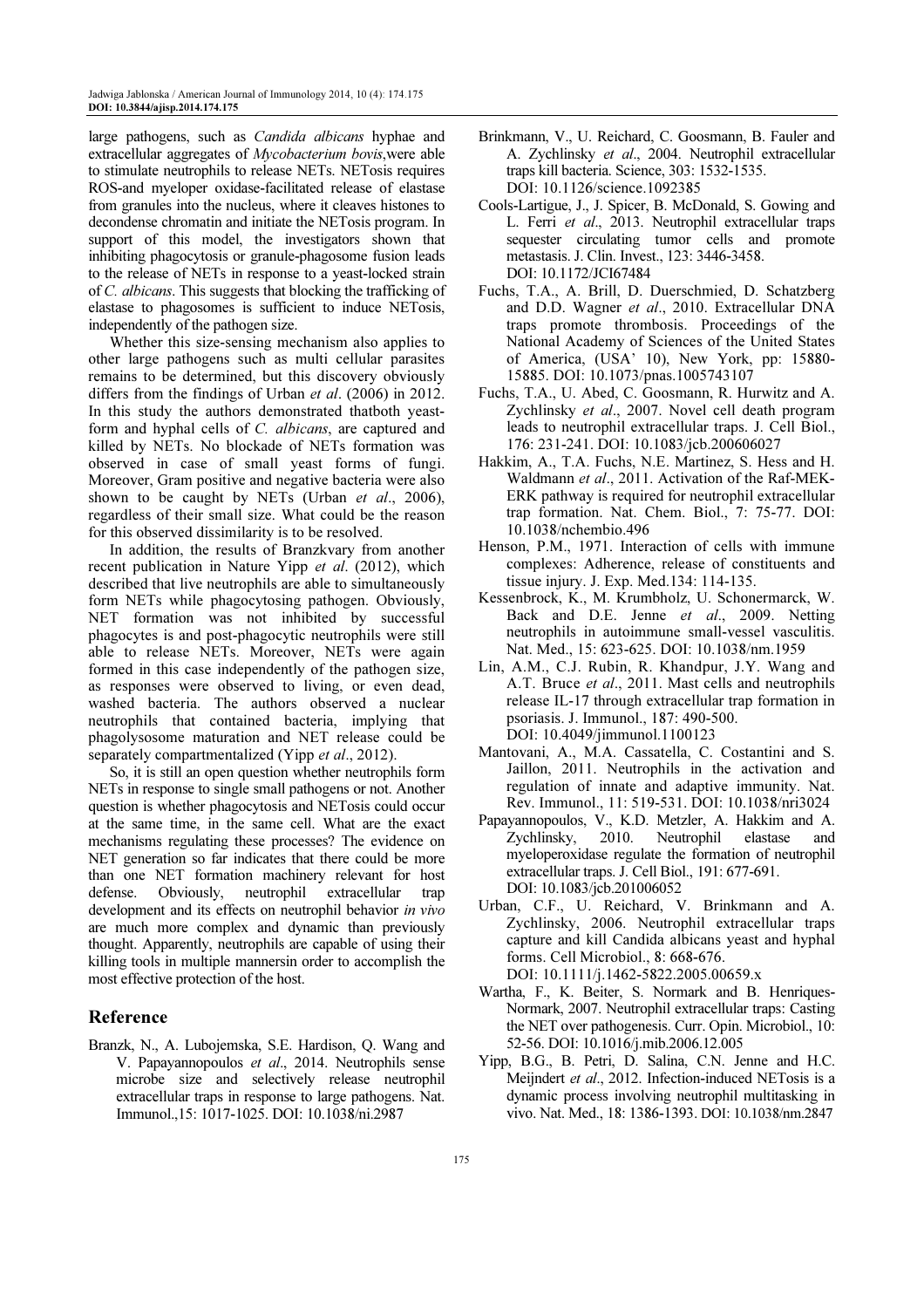large pathogens, such as *Candida albicans* hyphae and extracellular aggregates of *Mycobacterium bovis*,were able to stimulate neutrophils to release NETs. NETosis requires ROS-and myeloper oxidase-facilitated release of elastase from granules into the nucleus, where it cleaves histones to decondense chromatin and initiate the NETosis program. In support of this model, the investigators shown that inhibiting phagocytosis or granule-phagosome fusion leads to the release of NETs in response to a yeast-locked strain of *C. albicans*. This suggests that blocking the trafficking of elastase to phagosomes is sufficient to induce NETosis, independently of the pathogen size.

Whether this size-sensing mechanism also applies to other large pathogens such as multi cellular parasites remains to be determined, but this discovery obviously differs from the findings of Urban *et al*. (2006) in 2012. In this study the authors demonstrated thatboth yeast-form and hyphal cells of *C. albicans*, are captured and killed by NETs. No blockade of NETs formation was observed in case of small yeast forms of fungi. Moreover, Gram positive and negative bacteria were also shown to be caught by NETs (Urban *et al*., 2006), regardless of their small size. What could be the reason for this observed dissimilarity is to be resolved.

In addition, the results of Branzkvary from another recent publication in Nature Yipp *et al*. (2012), which described that live neutrophils are able to simultaneously form NETs while phagocytosing pathogen. Obviously, NET formation was not inhibited by successful phagocytes is and post-phagocytic neutrophils were still able to release NETs. Moreover, NETs were again formed in this case independently of the pathogen size, as responses were observed to living, or even dead, washed bacteria. The authors observed a nuclear neutrophils that contained bacteria, implying that phagolysosome maturation and NET release could be separately compartmentalized (Yipp *et al*., 2012).

So, it is still an open question whether neutrophils form NETs in response to single small pathogens or not. Another question is whether phagocytosis and NETosis could occur at the same time, in the same cell. What are the exact mechanisms regulating these processes? The evidence on NET generation so far indicates that there could be more than one NET formation machinery relevant for host defense. Obviously, neutrophil extracellular trap development and its effects on neutrophil behavior *in vivo* are much more complex and dynamic than previously thought. Apparently, neutrophils are capable of using their killing tools in multiple mannersin order to accomplish the most effective protection of the host.

## Reference

Branzk, N., A. Lubojemska, S.E. Hardison, Q. Wang and V. Papayannopoulos *et al*., 2014. Neutrophils sense microbe size and selectively release neutrophil extracellular traps in response to large pathogens. Nat. Immunol.,15: 1017-1025. DOI: 10.1038/ni.2987

Brinkmann, V., U. Reichard, C. Goosmann, B. Fauler and A. Zychlinsky *et al*., 2004. Neutrophil extracellular traps kill bacteria. Science, 303: 1532-1535. DOI: 10.1126/science.1092385

Cools-Lartigue, J., J. Spicer, B. McDonald, S. Gowing and L. Ferri *et al*., 2013. Neutrophil extracellular traps sequester circulating tumor cells and promote metastasis. J. Clin. Invest., 123: 3446-3458. DOI: 10.1172/JCI67484

Fuchs, T.A., A. Brill, D. Duerschmied, D. Schatzberg and D.D. Wagner *et al*., 2010. Extracellular DNA traps promote thrombosis. Proceedings of the National Academy of Sciences of the United States of America, (USA' 10), New York, pp: 15880-15885. DOI: 10.1073/pnas.1005743107

Fuchs, T.A., U. Abed, C. Goosmann, R. Hurwitz and A. Zychlinsky *et al*., 2007. Novel cell death program leads to neutrophil extracellular traps. J. Cell Biol., 176: 231-241. DOI: 10.1083/jcb.200606027

Hakkim, A., T.A. Fuchs, N.E. Martinez, S. Hess and H. Waldmann *et al*., 2011. Activation of the Raf-MEK-ERK pathway is required for neutrophil extracellular trap formation. Nat. Chem. Biol., 7: 75-77. DOI: 10.1038/nchembio.496

Henson, P.M., 1971. Interaction of cells with immune complexes: Adherence, release of constituents and tissue injury. J. Exp. Med.134: 114-135.

Kessenbrock, K., M. Krumbholz, U. Schonermarck, W. Back and D.E. Jenne *et al*., 2009. Netting neutrophils in autoimmune small-vessel vasculitis. Nat. Med., 15: 623-625. DOI: 10.1038/nm.1959

Lin, A.M., C.J. Rubin, R. Khandpur, J.Y. Wang and A.T. Bruce *et al*., 2011. Mast cells and neutrophils release IL-17 through extracellular trap formation in psoriasis. J. Immunol., 187: 490-500. DOI: 10.4049/jimmunol.1100123

Mantovani, A., M.A. Cassatella, C. Costantini and S. Jaillon, 2011. Neutrophils in the activation and regulation of innate and adaptive immunity. Nat. Rev. Immunol., 11: 519-531. DOI: 10.1038/nri3024

Papayannopoulos, V., K.D. Metzler, A. Hakkim and A. Zychlinsky, 2010. Neutrophil elastase and myeloperoxidase regulate the formation of neutrophil extracellular traps. J. Cell Biol., 191: 677-691. DOI: 10.1083/jcb.201006052

Urban, C.F., U. Reichard, V. Brinkmann and A. Zychlinsky, 2006. Neutrophil extracellular traps capture and kill Candida albicans yeast and hyphal forms. Cell Microbiol., 8: 668-676. DOI: 10.1111/j.1462-5822.2005.00659.x

Wartha, F., K. Beiter, S. Normark and B. Henriques-Normark, 2007. Neutrophil extracellular traps: Casting the NET over pathogenesis. Curr. Opin. Microbiol., 10: 52-56. DOI: 10.1016/j.mib.2006.12.005

Yipp, B.G., B. Petri, D. Salina, C.N. Jenne and H.C. Meijndert *et al*., 2012. Infection-induced NETosis is a dynamic process involving neutrophil multitasking in vivo. Nat. Med., 18: 1386-1393. DOI: 10.1038/nm.2847